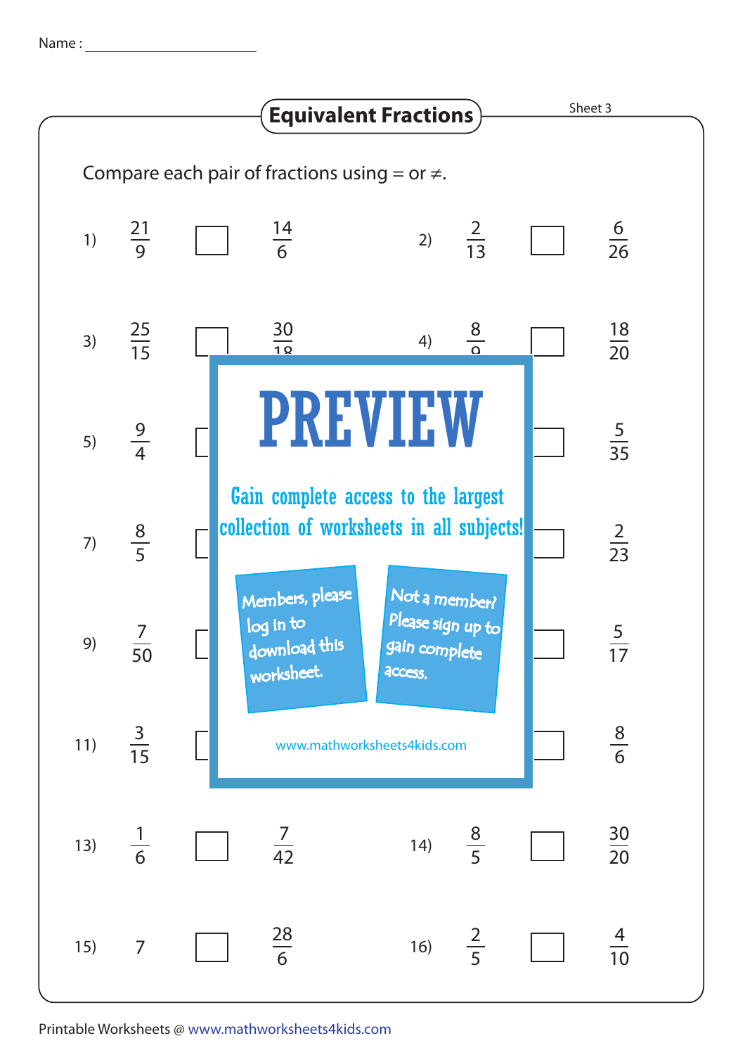Name : ______________________

# Equivalent Fractions

Sheet 3

Compare each pair of fractions using = or ≠.

1) $\frac{21}{9}$ ☐ $\frac{14}{6}$

2) $\frac{2}{13}$ ☐ $\frac{6}{26}$

3) $\frac{25}{15}$ ☐ $\frac{30}{18}$

4) $\frac{8}{9}$ ☐ $\frac{18}{20}$

5) $\frac{9}{4}$ ☐

6) ☐ $\frac{5}{35}$

7) $\frac{8}{5}$ ☐

8) ☐ $\frac{2}{23}$

9) $\frac{7}{50}$ ☐

10) ☐ $\frac{5}{17}$

11) $\frac{3}{15}$ ☐

12) ☐ $\frac{8}{6}$

13) $\frac{1}{6}$ ☐ $\frac{7}{42}$

14) $\frac{8}{5}$ ☐ $\frac{30}{20}$

15) $7$ ☐ $\frac{28}{6}$

16) $\frac{2}{5}$ ☐ $\frac{4}{10}$

PREVIEW

Gain complete access to the largest collection of worksheets in all subjects!

Members, please log in to download this worksheet.

Not a member? Please sign up to gain complete access.

www.mathworksheets4kids.com

Printable Worksheets @ www.mathworksheets4kids.com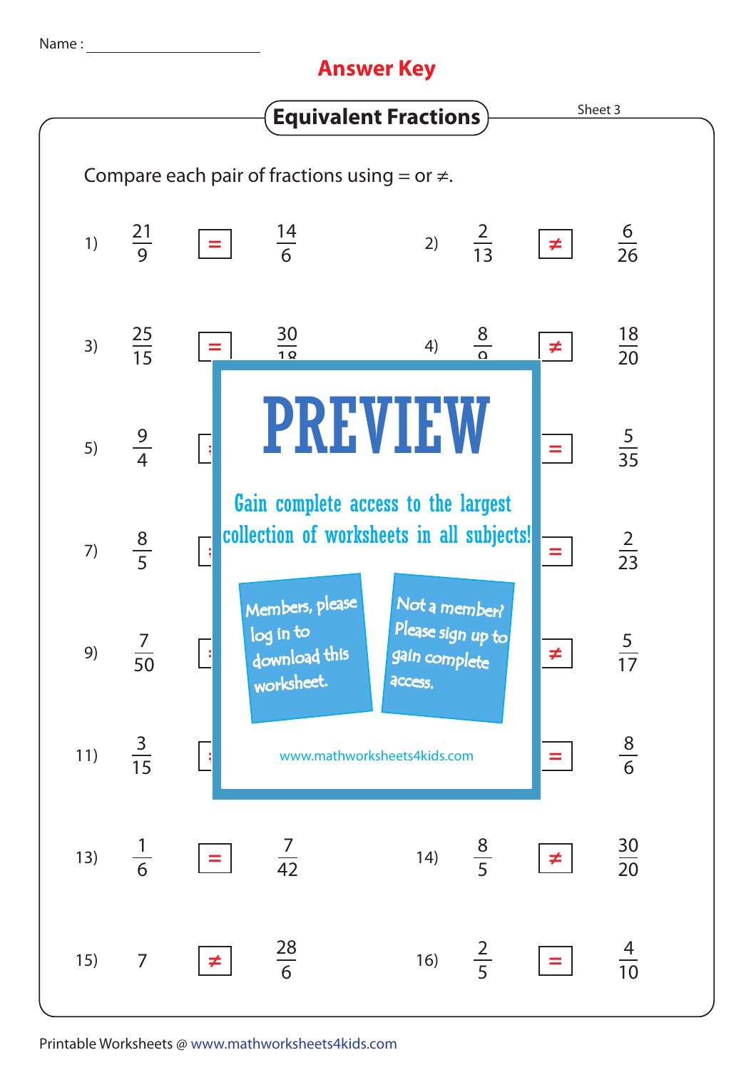Name : ____________________

**Answer Key**

# Equivalent Fractions

Sheet 3

Compare each pair of fractions using = or ≠.

1) $\frac{21}{9}$ = $\frac{14}{6}$

2) $\frac{2}{13}$ ≠ $\frac{6}{26}$

3) $\frac{25}{15}$ = $\frac{30}{18}$

4) $\frac{8}{9}$ ≠ $\frac{18}{20}$

5) $\frac{9}{4}$

6) = $\frac{5}{35}$

7) $\frac{8}{5}$

8) = $\frac{2}{23}$

9) $\frac{7}{50}$

10) ≠ $\frac{5}{17}$

11) $\frac{3}{15}$

12) = $\frac{8}{6}$

PREVIEW

Gain complete access to the largest collection of worksheets in all subjects!

Members, please log in to download this worksheet.

Not a member? Please sign up to gain complete access.

www.mathworksheets4kids.com

13) $\frac{1}{6}$ = $\frac{7}{42}$

14) $\frac{8}{5}$ ≠ $\frac{30}{20}$

15) $7$ ≠ $\frac{28}{6}$

16) $\frac{2}{5}$ = $\frac{4}{10}$

Printable Worksheets @ www.mathworksheets4kids.com